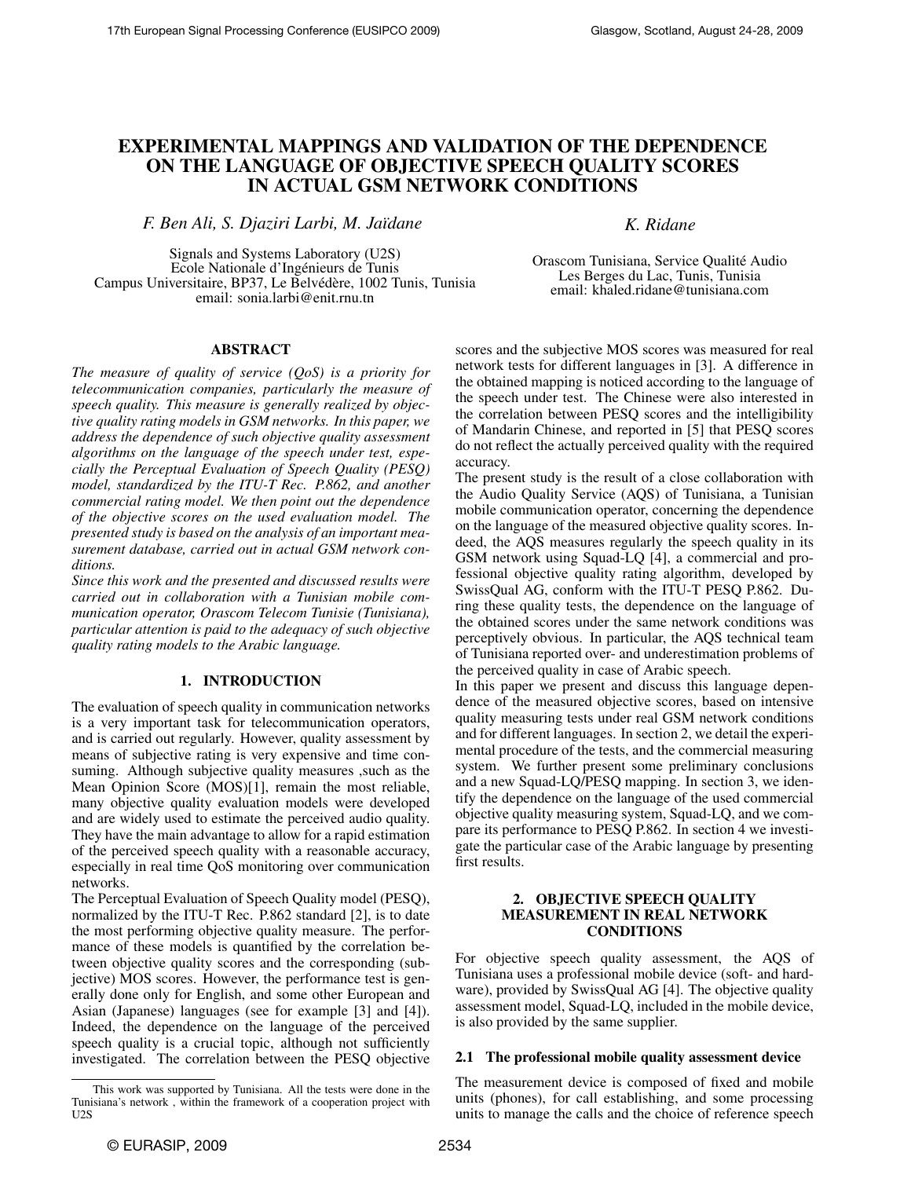# EXPERIMENTAL MAPPINGS AND VALIDATION OF THE DEPENDENCE ON THE LANGUAGE OF OBJECTIVE SPEECH QUALITY SCORES IN ACTUAL GSM NETWORK CONDITIONS

*F. Ben Ali, S. Djaziri Larbi, M. Jaïdane*

Signals and Systems Laboratory (U2S)
Ecole Nationale d'Ingénieurs de Tunis
Campus Universitaire, BP37, Le Belvédère, 1002 Tunis, Tunisia
email: sonia.larbi@enit.rnu.tn

*K. Ridane*

Orascom Tunisiana, Service Qualité Audio
Les Berges du Lac, Tunis, Tunisia
email: khaled.ridane@tunisiana.com

## ABSTRACT

*The measure of quality of service (QoS) is a priority for telecommunication companies, particularly the measure of speech quality. This measure is generally realized by objective quality rating models in GSM networks. In this paper, we address the dependence of such objective quality assessment algorithms on the language of the speech under test, especially the Perceptual Evaluation of Speech Quality (PESQ) model, standardized by the ITU-T Rec. P.862, and another commercial rating model. We then point out the dependence of the objective scores on the used evaluation model. The presented study is based on the analysis of an important measurement database, carried out in actual GSM network conditions.*

*Since this work and the presented and discussed results were carried out in collaboration with a Tunisian mobile communication operator, Orascom Telecom Tunisie (Tunisiana), particular attention is paid to the adequacy of such objective quality rating models to the Arabic language.*

## 1. INTRODUCTION

The evaluation of speech quality in communication networks is a very important task for telecommunication operators, and is carried out regularly. However, quality assessment by means of subjective rating is very expensive and time consuming. Although subjective quality measures ,such as the Mean Opinion Score (MOS)[1], remain the most reliable, many objective quality evaluation models were developed and are widely used to estimate the perceived audio quality. They have the main advantage to allow for a rapid estimation of the perceived speech quality with a reasonable accuracy, especially in real time QoS monitoring over communication networks.

The Perceptual Evaluation of Speech Quality model (PESQ), normalized by the ITU-T Rec. P.862 standard [2], is to date the most performing objective quality measure. The performance of these models is quantified by the correlation between objective quality scores and the corresponding (subjective) MOS scores. However, the performance test is generally done only for English, and some other European and Asian (Japanese) languages (see for example [3] and [4]). Indeed, the dependence on the language of the perceived speech quality is a crucial topic, although not sufficiently investigated. The correlation between the PESQ objective scores and the subjective MOS scores was measured for real network tests for different languages in [3]. A difference in the obtained mapping is noticed according to the language of the speech under test. The Chinese were also interested in the correlation between PESQ scores and the intelligibility of Mandarin Chinese, and reported in [5] that PESQ scores do not reflect the actually perceived quality with the required accuracy.

The present study is the result of a close collaboration with the Audio Quality Service (AQS) of Tunisiana, a Tunisian mobile communication operator, concerning the dependence on the language of the measured objective quality scores. Indeed, the AQS measures regularly the speech quality in its GSM network using Squad-LQ [4], a commercial and professional objective quality rating algorithm, developed by SwissQual AG, conform with the ITU-T PESQ P.862. During these quality tests, the dependence on the language of the obtained scores under the same network conditions was perceptively obvious. In particular, the AQS technical team of Tunisiana reported over- and underestimation problems of the perceived quality in case of Arabic speech.

In this paper we present and discuss this language dependence of the measured objective scores, based on intensive quality measuring tests under real GSM network conditions and for different languages. In section 2, we detail the experimental procedure of the tests, and the commercial measuring system. We further present some preliminary conclusions and a new Squad-LQ/PESQ mapping. In section 3, we identify the dependence on the language of the used commercial objective quality measuring system, Squad-LQ, and we compare its performance to PESQ P.862. In section 4 we investigate the particular case of the Arabic language by presenting first results.

## 2. OBJECTIVE SPEECH QUALITY MEASUREMENT IN REAL NETWORK CONDITIONS

For objective speech quality assessment, the AQS of Tunisiana uses a professional mobile device (soft- and hardware), provided by SwissQual AG [4]. The objective quality assessment model, Squad-LQ, included in the mobile device, is also provided by the same supplier.

### 2.1 The professional mobile quality assessment device

The measurement device is composed of fixed and mobile units (phones), for call establishing, and some processing units to manage the calls and the choice of reference speech

---

This work was supported by Tunisiana. All the tests were done in the Tunisiana's network , within the framework of a cooperation project with U2S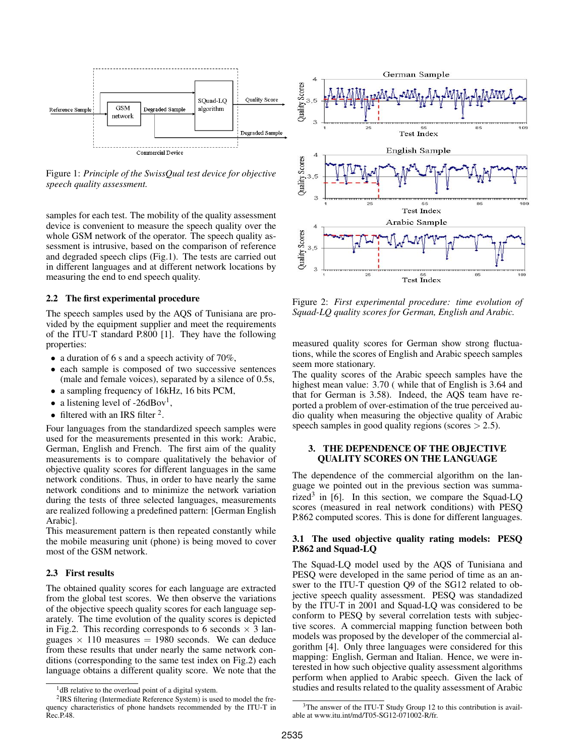Figure 1: *Principle of the SwissQual test device for objective speech quality assessment.*

samples for each test. The mobility of the quality assessment device is convenient to measure the speech quality over the whole GSM network of the operator. The speech quality assessment is intrusive, based on the comparison of reference and degraded speech clips (Fig.1). The tests are carried out in different languages and at different network locations by measuring the end to end speech quality.

### 2.2 The first experimental procedure

The speech samples used by the AQS of Tunisiana are provided by the equipment supplier and meet the requirements of the ITU-T standard P.800 [1]. They have the following properties:

- a duration of 6 s and a speech activity of 70%,
- each sample is composed of two successive sentences (male and female voices), separated by a silence of 0.5s,
- a sampling frequency of 16kHz, 16 bits PCM,
- a listening level of -26dBov[1],
- filtered with an IRS filter [2].

Four languages from the standardized speech samples were used for the measurements presented in this work: Arabic, German, English and French. The first aim of the quality measurements is to compare qualitatively the behavior of objective quality scores for different languages in the same network conditions. Thus, in order to have nearly the same network conditions and to minimize the network variation during the tests of three selected languages, measurements are realized following a predefined pattern: [German English Arabic].

This measurement pattern is then repeated constantly while the mobile measuring unit (phone) is being moved to cover most of the GSM network.

### 2.3 First results

The obtained quality scores for each language are extracted from the global test scores. We then observe the variations of the objective speech quality scores for each language separately. The time evolution of the quality scores is depicted in Fig.2. This recording corresponds to 6 seconds $\times$ 3 languages $\times$ 110 measures $=$ 1980 seconds. We can deduce from these results that under nearly the same network conditions (corresponding to the same test index on Fig.2) each language obtains a different quality score. We note that the measured quality scores for German show strong fluctuations, while the scores of English and Arabic speech samples seem more stationary.

The quality scores of the Arabic speech samples have the highest mean value: 3.70 ( while that of English is 3.64 and that for German is 3.58). Indeed, the AQS team have reported a problem of over-estimation of the true perceived audio quality when measuring the objective quality of Arabic speech samples in good quality regions (scores $> 2.5$).

Figure 2: *First experimental procedure: time evolution of Squad-LQ quality scores for German, English and Arabic.*

## 3. THE DEPENDENCE OF THE OBJECTIVE QUALITY SCORES ON THE LANGUAGE

The dependence of the commercial algorithm on the language we pointed out in the previous section was summarized[3] in [6]. In this section, we compare the Squad-LQ scores (measured in real network conditions) with PESQ P.862 computed scores. This is done for different languages.

### 3.1 The used objective quality rating models: PESQ P.862 and Squad-LQ

The Squad-LQ model used by the AQS of Tunisiana and PESQ were developed in the same period of time as an answer to the ITU-T question Q9 of the SG12 related to objective speech quality assessment. PESQ was standadized by the ITU-T in 2001 and Squad-LQ was considered to be conform to PESQ by several correlation tests with subjective scores. A commercial mapping function between both models was proposed by the developer of the commercial algorithm [4]. Only three languages were considered for this mapping: English, German and Italian. Hence, we were interested in how such objective quality assessment algorithms perform when applied to Arabic speech. Given the lack of studies and results related to the quality assessment of Arabic

[1] dB relative to the overload point of a digital system.

[2] IRS filtering (Intermediate Reference System) is used to model the frequency characteristics of phone handsets recommended by the ITU-T in Rec.P.48.

[3] The answer of the ITU-T Study Group 12 to this contribution is available at www.itu.int/md/T05-SG12-071002-R/fr.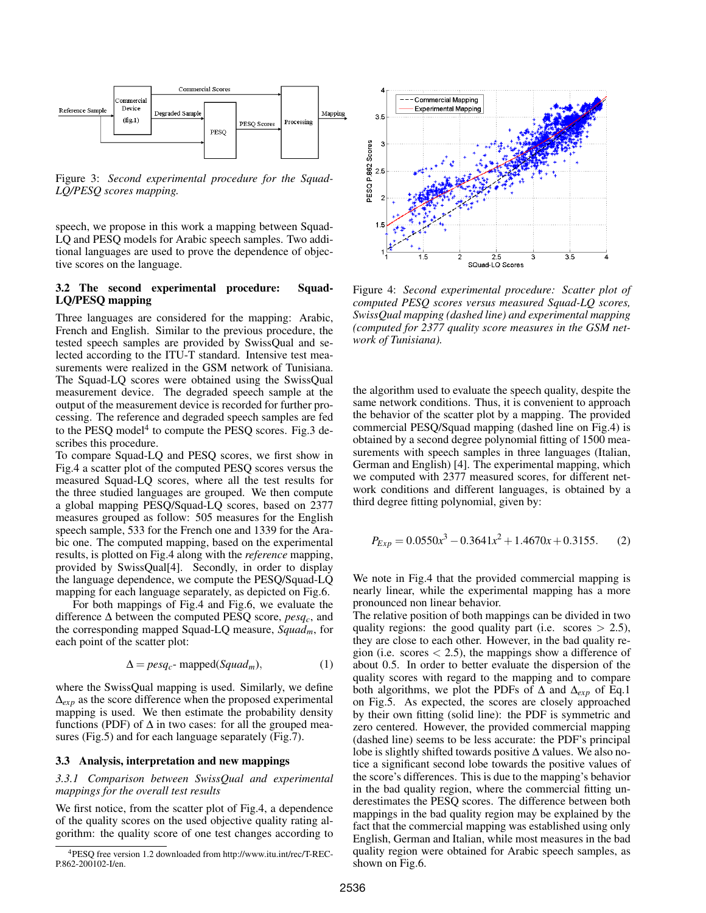Figure 3: *Second experimental procedure for the Squad-LQ/PESQ scores mapping.*

speech, we propose in this work a mapping between Squad-LQ and PESQ models for Arabic speech samples. Two additional languages are used to prove the dependence of objective scores on the language.

### 3.2 The second experimental procedure: Squad-LQ/PESQ mapping

Three languages are considered for the mapping: Arabic, French and English. Similar to the previous procedure, the tested speech samples are provided by SwissQual and selected according to the ITU-T standard. Intensive test measurements were realized in the GSM network of Tunisiana. The Squad-LQ scores were obtained using the SwissQual measurement device. The degraded speech sample at the output of the measurement device is recorded for further processing. The reference and degraded speech samples are fed to the PESQ model[4] to compute the PESQ scores. Fig.3 describes this procedure.

To compare Squad-LQ and PESQ scores, we first show in Fig.4 a scatter plot of the computed PESQ scores versus the measured Squad-LQ scores, where all the test results for the three studied languages are grouped. We then compute a global mapping PESQ/Squad-LQ scores, based on 2377 measures grouped as follow: 505 measures for the English speech sample, 533 for the French one and 1339 for the Arabic one. The computed mapping, based on the experimental results, is plotted on Fig.4 along with the *reference* mapping, provided by SwissQual[4]. Secondly, in order to display the language dependence, we compute the PESQ/Squad-LQ mapping for each language separately, as depicted on Fig.6.

For both mappings of Fig.4 and Fig.6, we evaluate the difference $\Delta$ between the computed PESQ score, $pesq_c$, and the corresponding mapped Squad-LQ measure, $Squad_m$, for each point of the scatter plot:

$$\Delta = pesq_c \text{- mapped}(Squad_m), \tag{1}$$

where the SwissQual mapping is used. Similarly, we define $\Delta_{exp}$ as the score difference when the proposed experimental mapping is used. We then estimate the probability density functions (PDF) of $\Delta$ in two cases: for all the grouped measures (Fig.5) and for each language separately (Fig.7).

### 3.3 Analysis, interpretation and new mappings

#### *3.3.1 Comparison between SwissQual and experimental mappings for the overall test results*

We first notice, from the scatter plot of Fig.4, a dependence of the quality scores on the used objective quality rating algorithm: the quality score of one test changes according to the algorithm used to evaluate the speech quality, despite the same network conditions. Thus, it is convenient to approach the behavior of the scatter plot by a mapping. The provided commercial PESQ/Squad mapping (dashed line on Fig.4) is obtained by a second degree polynomial fitting of 1500 measurements with speech samples in three languages (Italian, German and English) [4]. The experimental mapping, which we computed with 2377 measured scores, for different network conditions and different languages, is obtained by a third degree fitting polynomial, given by:

$$P_{Exp} = 0.0550x^3 - 0.3641x^2 + 1.4670x + 0.3155. \tag{2}$$

We note in Fig.4 that the provided commercial mapping is nearly linear, while the experimental mapping has a more pronounced non linear behavior.

The relative position of both mappings can be divided in two quality regions: the good quality part (i.e. scores $> 2.5$), they are close to each other. However, in the bad quality region (i.e. scores $< 2.5$), the mappings show a difference of about 0.5. In order to better evaluate the dispersion of the quality scores with regard to the mapping and to compare both algorithms, we plot the PDFs of $\Delta$ and $\Delta_{exp}$ of Eq.1 on Fig.5. As expected, the scores are closely approached by their own fitting (solid line): the PDF is symmetric and zero centered. However, the provided commercial mapping (dashed line) seems to be less accurate: the PDF's principal lobe is slightly shifted towards positive $\Delta$ values. We also notice a significant second lobe towards the positive values of the score's differences. This is due to the mapping's behavior in the bad quality region, where the commercial fitting underestimates the PESQ scores. The difference between both mappings in the bad quality region may be explained by the fact that the commercial mapping was established using only English, German and Italian, while most measures in the bad quality region were obtained for Arabic speech samples, as shown on Fig.6.

Figure 4: *Second experimental procedure: Scatter plot of computed PESQ scores versus measured Squad-LQ scores, SwissQual mapping (dashed line) and experimental mapping (computed for 2377 quality score measures in the GSM network of Tunisiana).*

[4] PESQ free version 1.2 downloaded from http://www.itu.int/rec/T-REC-P.862-200102-I/en.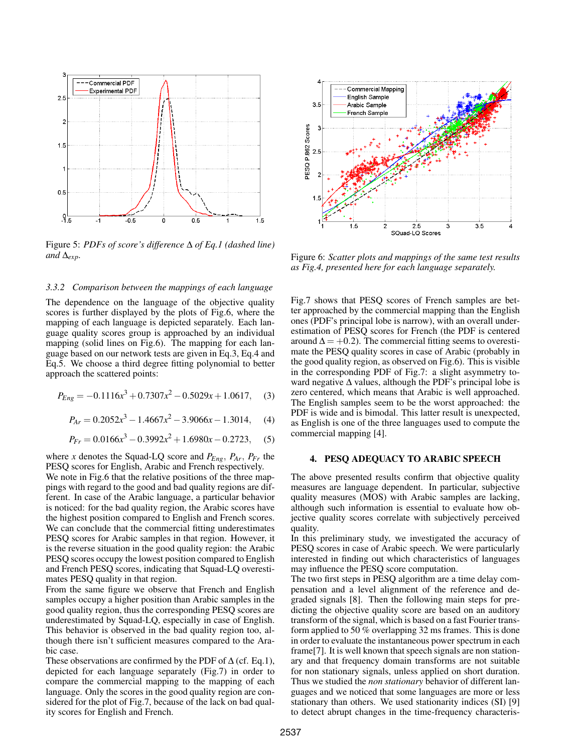Figure 5: *PDFs of score's difference* $\Delta$ *of Eq.1 (dashed line) and* $\Delta_{exp}$.

Figure 6: *Scatter plots and mappings of the same test results as Fig.4, presented here for each language separately.*

### 3.3.2 Comparison between the mappings of each language

The dependence on the language of the objective quality scores is further displayed by the plots of Fig.6, where the mapping of each language is depicted separately. Each language quality scores group is approached by an individual mapping (solid lines on Fig.6). The mapping for each language based on our network tests are given in Eq.3, Eq.4 and Eq.5. We choose a third degree fitting polynomial to better approach the scattered points:

$$P_{Eng} = -0.1116x^3 + 0.7307x^2 - 0.5029x + 1.0617, \quad (3)$$

$$P_{Ar} = 0.2052x^3 - 1.4667x^2 - 3.9066x - 1.3014, \quad (4)$$

$$P_{Fr} = 0.0166x^3 - 0.3992x^2 + 1.6980x - 0.2723, \quad (5)$$

where $x$ denotes the Squad-LQ score and $P_{Eng}$, $P_{Ar}$, $P_{Fr}$ the PESQ scores for English, Arabic and French respectively.
We note in Fig.6 that the relative positions of the three mappings with regard to the good and bad quality regions are different. In case of the Arabic language, a particular behavior is noticed: for the bad quality region, the Arabic scores have the highest position compared to English and French scores. We can conclude that the commercial fitting underestimates PESQ scores for Arabic samples in that region. However, it is the reverse situation in the good quality region: the Arabic PESQ scores occupy the lowest position compared to English and French PESQ scores, indicating that Squad-LQ overestimates PESQ quality in that region.
From the same figure we observe that French and English samples occupy a higher position than Arabic samples in the good quality region, thus the corresponding PESQ scores are underestimated by Squad-LQ, especially in case of English. This behavior is observed in the bad quality region too, although there isn't sufficient measures compared to the Arabic case.
These observations are confirmed by the PDF of $\Delta$ (cf. Eq.1), depicted for each language separately (Fig.7) in order to compare the commercial mapping to the mapping of each language. Only the scores in the good quality region are considered for the plot of Fig.7, because of the lack on bad quality scores for English and French.

Fig.7 shows that PESQ scores of French samples are better approached by the commercial mapping than the English ones (PDF's principal lobe is narrow), with an overall underestimation of PESQ scores for French (the PDF is centered around $\Delta = +0.2$). The commercial fitting seems to overestimate the PESQ quality scores in case of Arabic (probably in the good quality region, as observed on Fig.6). This is visible in the corresponding PDF of Fig.7: a slight asymmetry toward negative $\Delta$ values, although the PDF's principal lobe is zero centered, which means that Arabic is well approached. The English samples seem to be the worst approached: the PDF is wide and is bimodal. This latter result is unexpected, as English is one of the three languages used to compute the commercial mapping [4].

## 4. PESQ ADEQUACY TO ARABIC SPEECH

The above presented results confirm that objective quality measures are language dependent. In particular, subjective quality measures (MOS) with Arabic samples are lacking, although such information is essential to evaluate how objective quality scores correlate with subjectively perceived quality.
In this preliminary study, we investigated the accuracy of PESQ scores in case of Arabic speech. We were particularly interested in finding out which characteristics of languages may influence the PESQ score computation.
The two first steps in PESQ algorithm are a time delay compensation and a level alignment of the reference and degraded signals [8]. Then the following main steps for predicting the objective quality score are based on an auditory transform of the signal, which is based on a fast Fourier transform applied to 50 % overlapping 32 ms frames. This is done in order to evaluate the instantaneous power spectrum in each frame[7]. It is well known that speech signals are non stationary and that frequency domain transforms are not suitable for non stationary signals, unless applied on short duration. Thus we studied the *non stationary* behavior of different languages and we noticed that some languages are more or less stationary than others. We used stationarity indices (SI) [9] to detect abrupt changes in the time-frequency characteris-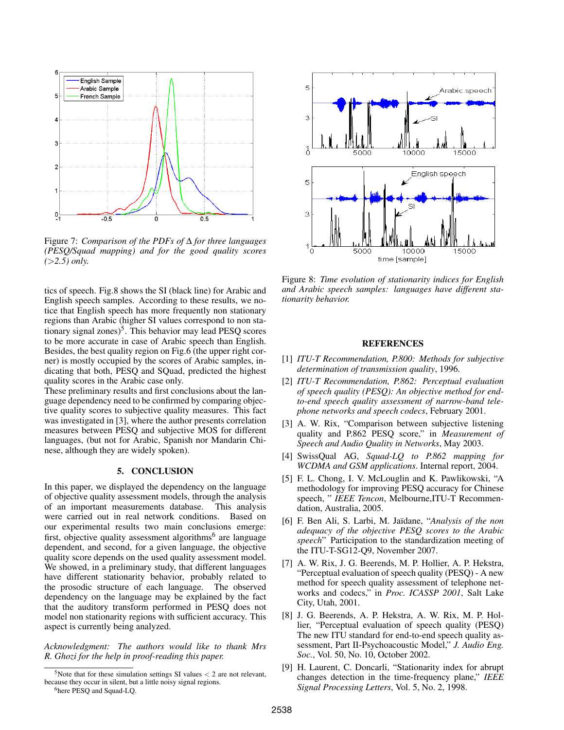English Sample
Arabic Sample
French Sample

6
5
4
3
2
1
0
-1
-0.5
0
0.5
1

Figure 7: *Comparison of the PDFs of Δ for three languages (PESQ/Squad mapping) and for the good quality scores (>2.5) only.*

tics of speech. Fig.8 shows the SI (black line) for Arabic and English speech samples. According to these results, we notice that English speech has more frequently non stationary regions than Arabic (higher SI values correspond to non stationary signal zones)[5]. This behavior may lead PESQ scores to be more accurate in case of Arabic speech than English. Besides, the best quality region on Fig.6 (the upper right corner) is mostly occupied by the scores of Arabic samples, indicating that both, PESQ and SQuad, predicted the highest quality scores in the Arabic case only.

These preliminary results and first conclusions about the language dependency need to be confirmed by comparing objective quality scores to subjective quality measures. This fact was investigated in [3], where the author presents correlation measures between PESQ and subjective MOS for different languages, (but not for Arabic, Spanish nor Mandarin Chinese, although they are widely spoken).

## 5. CONCLUSION

In this paper, we displayed the dependency on the language of objective quality assessment models, through the analysis of an important measurements database. This analysis were carried out in real network conditions. Based on our experimental results two main conclusions emerge: first, objective quality assessment algorithms[6] are language dependent, and second, for a given language, the objective quality score depends on the used quality assessment model. We showed, in a preliminary study, that different languages have different stationarity behavior, probably related to the prosodic structure of each language. The observed dependency on the language may be explained by the fact that the auditory transform performed in PESQ does not model non stationarity regions with sufficient accuracy. This aspect is currently being analyzed.

*Acknowledgment: The authors would like to thank Mrs R. Ghozi for the help in proof-reading this paper.*

[5] Note that for these simulation settings SI values $< 2$ are not relevant, because they occur in silent, but a little noisy signal regions.

[6] here PESQ and Squad-LQ.

Arabic speech
SI
5
3
1
0
5000
10000
15000

English speech
SI
5
3
1
0
5000
10000
15000
time [sample]

Figure 8: *Time evolution of stationarity indices for English and Arabic speech samples: languages have different stationarity behavior.*

## REFERENCES

[1] *ITU-T Recommendation, P.800: Methods for subjective determination of transmission quality*, 1996.

[2] *ITU-T Recommendation, P.862: Perceptual evaluation of speech quality (PESQ): An objective method for end-to-end speech quality assessment of narrow-band telephone networks and speech codecs*, February 2001.

[3] A. W. Rix, "Comparison between subjective listening quality and P.862 PESQ score," in *Measurement of Speech and Audio Quality in Networks*, May 2003.

[4] SwissQual AG, *Squad-LQ to P.862 mapping for WCDMA and GSM applications*. Internal report, 2004.

[5] F. L. Chong, I. V. McLoughlin and K. Pawlikowski, "A methodology for improving PESQ accuracy for Chinese speech, " *IEEE Tencon*, Melbourne,ITU-T Recommendation, Australia, 2005.

[6] F. Ben Ali, S. Larbi, M. Jaïdane, "*Analysis of the non adequacy of the objective PESQ scores to the Arabic speech*" Participation to the standardization meeting of the ITU-T-SG12-Q9, November 2007.

[7] A. W. Rix, J. G. Beerends, M. P. Hollier, A. P. Hekstra, "Perceptual evaluation of speech quality (PESQ) - A new method for speech quality assessment of telephone networks and codecs," in *Proc. ICASSP 2001*, Salt Lake City, Utah, 2001.

[8] J. G. Beerends, A. P. Hekstra, A. W. Rix, M. P. Hollier, "Perceptual evaluation of speech quality (PESQ) The new ITU standard for end-to-end speech quality assessment, Part II-Psychoacoustic Model," *J. Audio Eng. Soc.*, Vol. 50, No. 10, October 2002.

[9] H. Laurent, C. Doncarli, "Stationarity index for abrupt changes detection in the time-frequency plane," *IEEE Signal Processing Letters*, Vol. 5, No. 2, 1998.